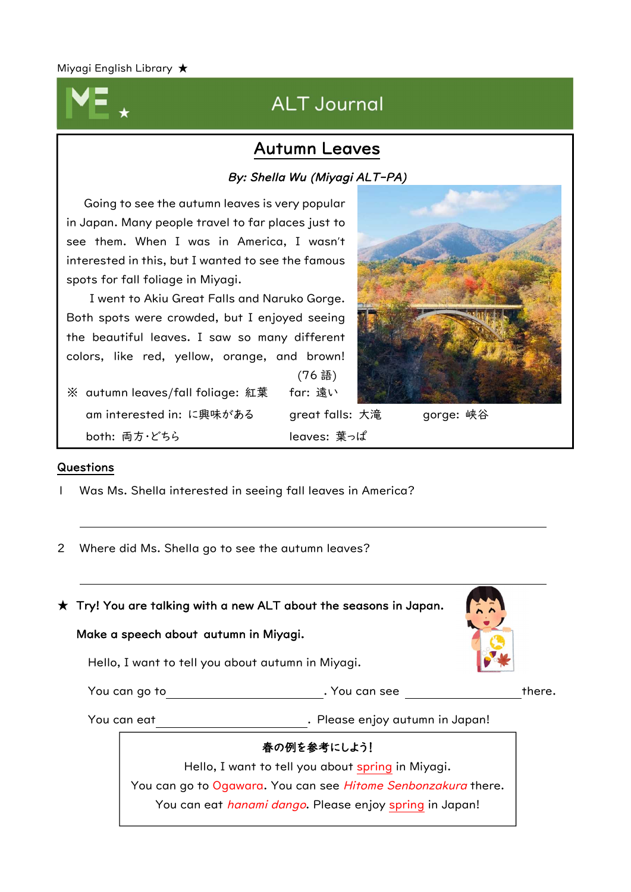Miyagi English Library ★

## ALT Journal

# Autumn Leaves

*By: Shella Wu (Miyagi ALT-PA)*

Going to see the autumn leaves is very popular in Japan. Many people travel to far places just to see them. When I was in America, I wasn't interested in this, but I wanted to see the famous spots for fall foliage in Miyagi.

I went to Akiu Great Falls and Naruko Gorge. Both spots were crowded, but I enjoyed seeing the beautiful leaves. I saw so many different colors, like red, yellow, orange, and brown!

(76 語)

※ autumn leaves/fall foliage: 紅葉　far: 遠い
am interested in: に興味がある　great falls: 大滝　gorge: 峡谷
both: 両方・どちら　leaves: 葉っぱ

## Questions

1 Was Ms. Shella interested in seeing fall leaves in America?

______________________________________________

2 Where did Ms. Shella go to see the autumn leaves?

______________________________________________

★ **Try! You are talking with a new ALT about the seasons in Japan.**

**Make a speech about autumn in Miyagi.**

Hello, I want to tell you about autumn in Miyagi.

You can go to ____________________. You can see ______________ there.

You can eat ____________________. Please enjoy autumn in Japan!

**春の例を参考にしよう!**

Hello, I want to tell you about spring in Miyagi.
You can go to Ogawara. You can see *Hitome Senbonzakura* there.
You can eat *hanami dango*. Please enjoy spring in Japan!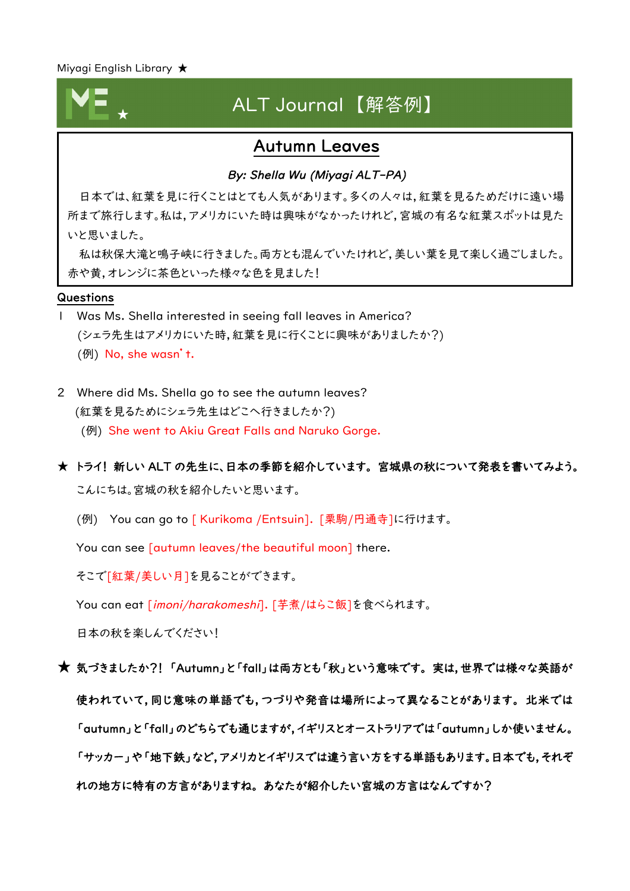Miyagi English Library ★

# ALT Journal 【解答例】

## Autumn Leaves

*By: Shella Wu (Miyagi ALT-PA)*

日本では、紅葉を見に行くことはとても人気があります。多くの人々は，紅葉を見るためだけに遠い場所まで旅行します。私は，アメリカにいた時は興味がなかったけれど，宮城の有名な紅葉スポットは見たいと思いました。

私は秋保大滝と鳴子峡に行きました。両方とも混んでいたけれど，美しい葉を見て楽しく過ごしました。赤や黄，オレンジに茶色といった様々な色を見ました！

## Questions

1 Was Ms. Shella interested in seeing fall leaves in America?
(シェラ先生はアメリカにいた時，紅葉を見に行くことに興味がありましたか？)
(例) No, she wasn't.

2 Where did Ms. Shella go to see the autumn leaves?
(紅葉を見るためにシェラ先生はどこへ行きましたか？)
(例) She went to Akiu Great Falls and Naruko Gorge.

**★ トライ！ 新しい ALT の先生に、日本の季節を紹介しています。 宮城県の秋について発表を書いてみよう。**

こんにちは。宮城の秋を紹介したいと思います。

(例) You can go to [ Kurikoma /Entsuin]. [栗駒/円通寺]に行けます。

You can see [autumn leaves/the beautiful moon] there.

そこで[紅葉/美しい月]を見ることができます。

You can eat [*imoni/harakomeshi*]. [芋煮/はらこ飯]を食べられます。

日本の秋を楽しんでください！

**★ 気づきましたか?! 「Autumn」と「fall」は両方とも「秋」という意味です。 実は，世界では様々な英語が使われていて，同じ意味の単語でも，つづりや発音は場所によって異なることがあります。 北米では「autumn」と「fall」のどちらでも通じますが，イギリスとオーストラリアでは「autumn」しか使いません。「サッカー」や「地下鉄」など，アメリカとイギリスでは違う言い方をする単語もあります。日本でも，それぞれの地方に特有の方言がありますね。 あなたが紹介したい宮城の方言はなんですか？**